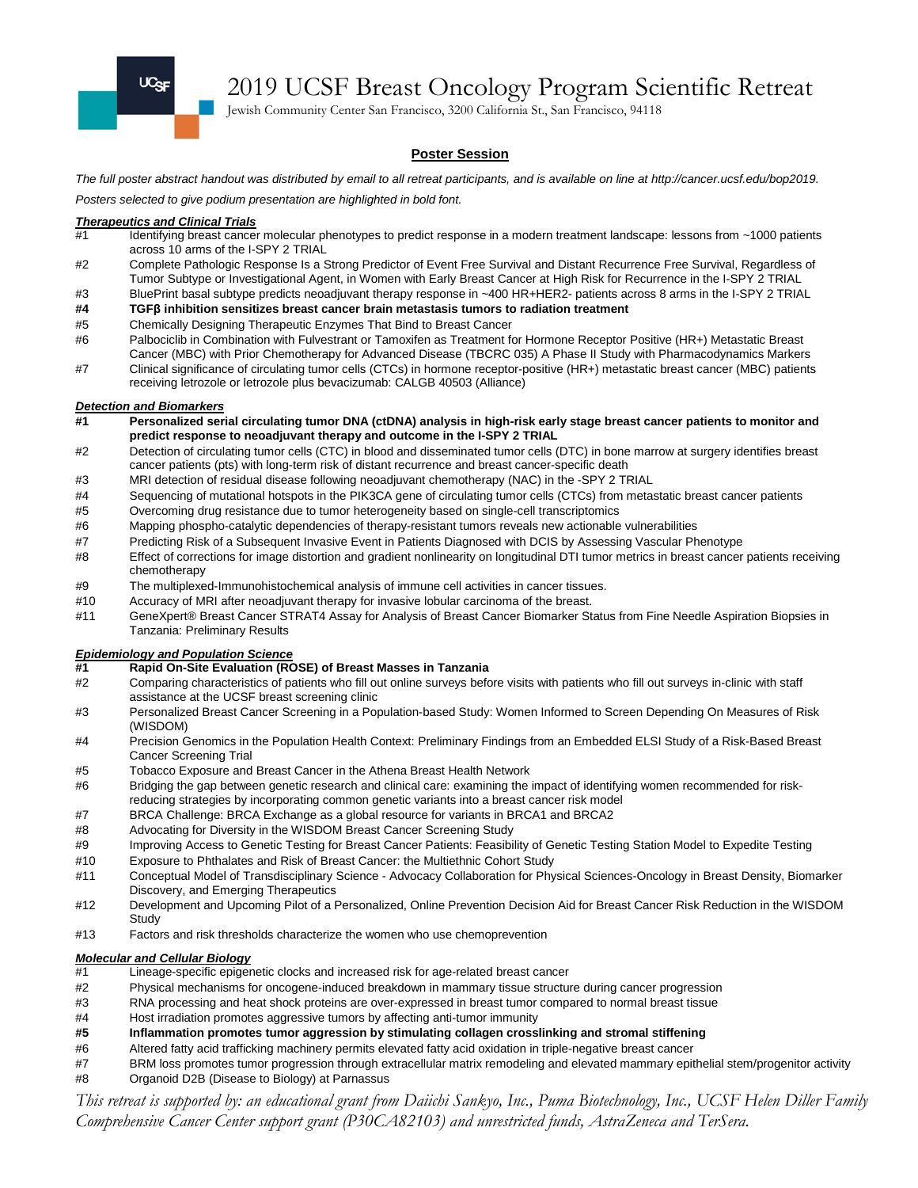# 2019 UCSF Breast Oncology Program Scientific Retreat

Jewish Community Center San Francisco, 3200 California St., San Francisco, 94118

## Poster Session

*The full poster abstract handout was distributed by email to all retreat participants, and is available on line at http://cancer.ucsf.edu/bop2019.*

*Posters selected to give podium presentation are highlighted in bold font.*

### *Therapeutics and Clinical Trials*

- #1 Identifying breast cancer molecular phenotypes to predict response in a modern treatment landscape: lessons from ~1000 patients across 10 arms of the I-SPY 2 TRIAL
- #2 Complete Pathologic Response Is a Strong Predictor of Event Free Survival and Distant Recurrence Free Survival, Regardless of Tumor Subtype or Investigational Agent, in Women with Early Breast Cancer at High Risk for Recurrence in the I-SPY 2 TRIAL
- #3 BluePrint basal subtype predicts neoadjuvant therapy response in ~400 HR+HER2- patients across 8 arms in the I-SPY 2 TRIAL
- **#4 TGFβ inhibition sensitizes breast cancer brain metastasis tumors to radiation treatment**
- #5 Chemically Designing Therapeutic Enzymes That Bind to Breast Cancer
- #6 Palbociclib in Combination with Fulvestrant or Tamoxifen as Treatment for Hormone Receptor Positive (HR+) Metastatic Breast Cancer (MBC) with Prior Chemotherapy for Advanced Disease (TBCRC 035) A Phase II Study with Pharmacodynamics Markers
- #7 Clinical significance of circulating tumor cells (CTCs) in hormone receptor-positive (HR+) metastatic breast cancer (MBC) patients receiving letrozole or letrozole plus bevacizumab: CALGB 40503 (Alliance)

### *Detection and Biomarkers*

- **#1 Personalized serial circulating tumor DNA (ctDNA) analysis in high-risk early stage breast cancer patients to monitor and predict response to neoadjuvant therapy and outcome in the I-SPY 2 TRIAL**
- #2 Detection of circulating tumor cells (CTC) in blood and disseminated tumor cells (DTC) in bone marrow at surgery identifies breast cancer patients (pts) with long-term risk of distant recurrence and breast cancer-specific death
- #3 MRI detection of residual disease following neoadjuvant chemotherapy (NAC) in the -SPY 2 TRIAL
- #4 Sequencing of mutational hotspots in the PIK3CA gene of circulating tumor cells (CTCs) from metastatic breast cancer patients
- #5 Overcoming drug resistance due to tumor heterogeneity based on single-cell transcriptomics
- #6 Mapping phospho-catalytic dependencies of therapy-resistant tumors reveals new actionable vulnerabilities
- #7 Predicting Risk of a Subsequent Invasive Event in Patients Diagnosed with DCIS by Assessing Vascular Phenotype
- #8 Effect of corrections for image distortion and gradient nonlinearity on longitudinal DTI tumor metrics in breast cancer patients receiving chemotherapy
- #9 The multiplexed-Immunohistochemical analysis of immune cell activities in cancer tissues.
- #10 Accuracy of MRI after neoadjuvant therapy for invasive lobular carcinoma of the breast.
- #11 GeneXpert® Breast Cancer STRAT4 Assay for Analysis of Breast Cancer Biomarker Status from Fine Needle Aspiration Biopsies in Tanzania: Preliminary Results

### *Epidemiology and Population Science*

- **#1 Rapid On-Site Evaluation (ROSE) of Breast Masses in Tanzania**
- #2 Comparing characteristics of patients who fill out online surveys before visits with patients who fill out surveys in-clinic with staff assistance at the UCSF breast screening clinic
- #3 Personalized Breast Cancer Screening in a Population-based Study: Women Informed to Screen Depending On Measures of Risk (WISDOM)
- #4 Precision Genomics in the Population Health Context: Preliminary Findings from an Embedded ELSI Study of a Risk-Based Breast Cancer Screening Trial
- #5 Tobacco Exposure and Breast Cancer in the Athena Breast Health Network
- #6 Bridging the gap between genetic research and clinical care: examining the impact of identifying women recommended for risk-reducing strategies by incorporating common genetic variants into a breast cancer risk model
- #7 BRCA Challenge: BRCA Exchange as a global resource for variants in BRCA1 and BRCA2
- #8 Advocating for Diversity in the WISDOM Breast Cancer Screening Study
- #9 Improving Access to Genetic Testing for Breast Cancer Patients: Feasibility of Genetic Testing Station Model to Expedite Testing
- #10 Exposure to Phthalates and Risk of Breast Cancer: the Multiethnic Cohort Study
- #11 Conceptual Model of Transdisciplinary Science - Advocacy Collaboration for Physical Sciences-Oncology in Breast Density, Biomarker Discovery, and Emerging Therapeutics
- #12 Development and Upcoming Pilot of a Personalized, Online Prevention Decision Aid for Breast Cancer Risk Reduction in the WISDOM Study
- #13 Factors and risk thresholds characterize the women who use chemoprevention

### *Molecular and Cellular Biology*

- #1 Lineage-specific epigenetic clocks and increased risk for age-related breast cancer
- #2 Physical mechanisms for oncogene-induced breakdown in mammary tissue structure during cancer progression
- #3 RNA processing and heat shock proteins are over-expressed in breast tumor compared to normal breast tissue
- #4 Host irradiation promotes aggressive tumors by affecting anti-tumor immunity
- **#5 Inflammation promotes tumor aggression by stimulating collagen crosslinking and stromal stiffening**
- #6 Altered fatty acid trafficking machinery permits elevated fatty acid oxidation in triple-negative breast cancer
- #7 BRM loss promotes tumor progression through extracellular matrix remodeling and elevated mammary epithelial stem/progenitor activity
- #8 Organoid D2B (Disease to Biology) at Parnassus

*This retreat is supported by: an educational grant from Daiichi Sankyo, Inc., Puma Biotechnology, Inc., UCSF Helen Diller Family Comprehensive Cancer Center support grant (P30CA82103) and unrestricted funds, AstraZeneca and TerSera.*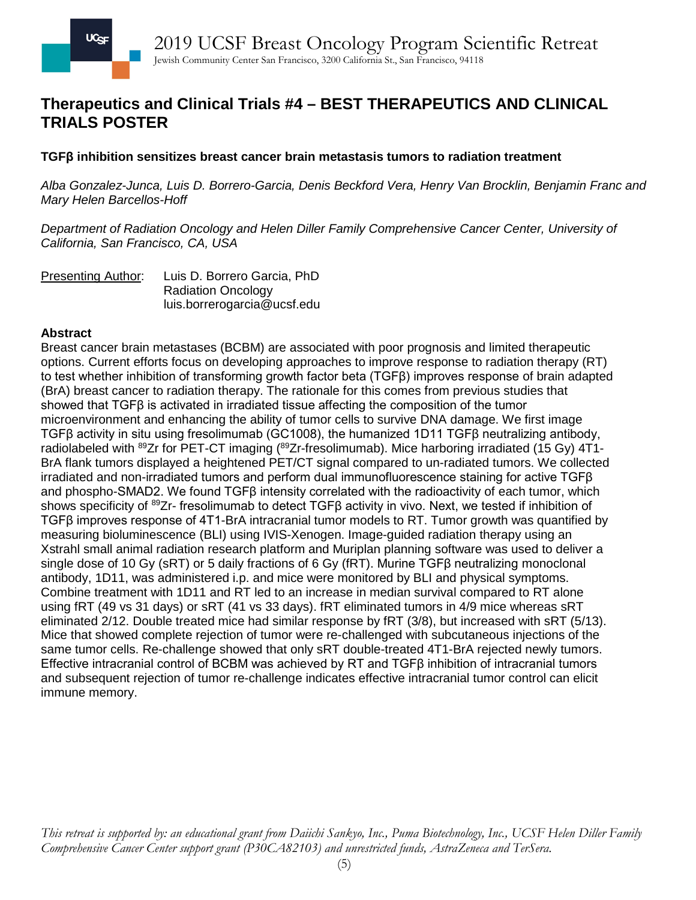## Therapeutics and Clinical Trials #4 – BEST THERAPEUTICS AND CLINICAL TRIALS POSTER

**TGFβ inhibition sensitizes breast cancer brain metastasis tumors to radiation treatment**

*Alba Gonzalez-Junca, Luis D. Borrero-Garcia, Denis Beckford Vera, Henry Van Brocklin, Benjamin Franc and Mary Helen Barcellos-Hoff*

*Department of Radiation Oncology and Helen Diller Family Comprehensive Cancer Center, University of California, San Francisco, CA, USA*

Presenting Author: Luis D. Borrero Garcia, PhD
Radiation Oncology
luis.borrerogarcia@ucsf.edu

**Abstract**

Breast cancer brain metastases (BCBM) are associated with poor prognosis and limited therapeutic options. Current efforts focus on developing approaches to improve response to radiation therapy (RT) to test whether inhibition of transforming growth factor beta (TGFβ) improves response of brain adapted (BrA) breast cancer to radiation therapy. The rationale for this comes from previous studies that showed that TGFβ is activated in irradiated tissue affecting the composition of the tumor microenvironment and enhancing the ability of tumor cells to survive DNA damage. We first image TGFβ activity in situ using fresolimumab (GC1008), the humanized 1D11 TGFβ neutralizing antibody, radiolabeled with $^{89}$Zr for PET-CT imaging ($^{89}$Zr-fresolimumab). Mice harboring irradiated (15 Gy) 4T1-BrA flank tumors displayed a heightened PET/CT signal compared to un-radiated tumors. We collected irradiated and non-irradiated tumors and perform dual immunofluorescence staining for active TGFβ and phospho-SMAD2. We found TGFβ intensity correlated with the radioactivity of each tumor, which shows specificity of $^{89}$Zr- fresolimumab to detect TGFβ activity in vivo. Next, we tested if inhibition of TGFβ improves response of 4T1-BrA intracranial tumor models to RT. Tumor growth was quantified by measuring bioluminescence (BLI) using IVIS-Xenogen. Image-guided radiation therapy using an Xstrahl small animal radiation research platform and Muriplan planning software was used to deliver a single dose of 10 Gy (sRT) or 5 daily fractions of 6 Gy (fRT). Murine TGFβ neutralizing monoclonal antibody, 1D11, was administered i.p. and mice were monitored by BLI and physical symptoms. Combine treatment with 1D11 and RT led to an increase in median survival compared to RT alone using fRT (49 vs 31 days) or sRT (41 vs 33 days). fRT eliminated tumors in 4/9 mice whereas sRT eliminated 2/12. Double treated mice had similar response by fRT (3/8), but increased with sRT (5/13). Mice that showed complete rejection of tumor were re-challenged with subcutaneous injections of the same tumor cells. Re-challenge showed that only sRT double-treated 4T1-BrA rejected newly tumors. Effective intracranial control of BCBM was achieved by RT and TGFβ inhibition of intracranial tumors and subsequent rejection of tumor re-challenge indicates effective intracranial tumor control can elicit immune memory.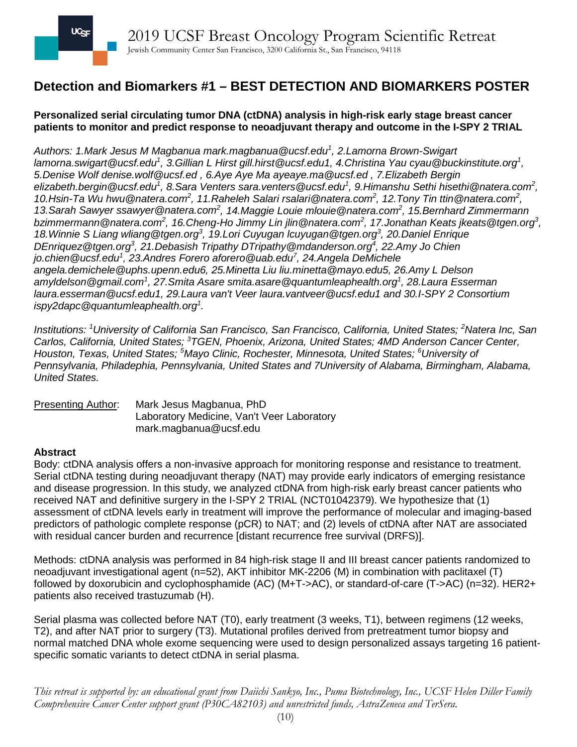## Detection and Biomarkers #1 – BEST DETECTION AND BIOMARKERS POSTER

**Personalized serial circulating tumor DNA (ctDNA) analysis in high-risk early stage breast cancer patients to monitor and predict response to neoadjuvant therapy and outcome in the I-SPY 2 TRIAL**

*Authors: 1.Mark Jesus M Magbanua mark.magbanua@ucsf.edu[1], 2.Lamorna Brown-Swigart lamorna.swigart@ucsf.edu[1], 3.Gillian L Hirst gill.hirst@ucsf.edu1, 4.Christina Yau cyau@buckinstitute.org[1], 5.Denise Wolf denise.wolf@ucsf.ed , 6.Aye Aye Ma ayeaye.ma@ucsf.ed , 7.Elizabeth Bergin elizabeth.bergin@ucsf.edu[1], 8.Sara Venters sara.venters@ucsf.edu[1], 9.Himanshu Sethi hisethi@natera.com[2], 10.Hsin-Ta Wu hwu@natera.com[2], 11.Raheleh Salari rsalari@natera.com[2], 12.Tony Tin ttin@natera.com[2], 13.Sarah Sawyer ssawyer@natera.com[2], 14.Maggie Louie mlouie@natera.com[2], 15.Bernhard Zimmermann bzimmermann@natera.com[2], 16.Cheng-Ho Jimmy Lin jlin@natera.com[2], 17.Jonathan Keats jkeats@tgen.org[3], 18.Winnie S Liang wliang@tgen.org[3], 19.Lori Cuyugan lcuyugan@tgen.org[3], 20.Daniel Enrique DEnriquez@tgen.org[3], 21.Debasish Tripathy DTripathy@mdanderson.org[4], 22.Amy Jo Chien jo.chien@ucsf.edu[1], 23.Andres Forero aforero@uab.edu[7], 24.Angela DeMichele angela.demichele@uphs.upenn.edu6, 25.Minetta Liu liu.minetta@mayo.edu5, 26.Amy L Delson amyldelson@gmail.com[1], 27.Smita Asare smita.asare@quantumleaphealth.org[1], 28.Laura Esserman laura.esserman@ucsf.edu1, 29.Laura van't Veer laura.vantveer@ucsf.edu1 and 30.I-SPY 2 Consortium ispy2dapc@quantumleaphealth.org[1].*

*Institutions: [1]University of California San Francisco, San Francisco, California, United States; [2]Natera Inc, San Carlos, California, United States; [3]TGEN, Phoenix, Arizona, United States; 4MD Anderson Cancer Center, Houston, Texas, United States; [5]Mayo Clinic, Rochester, Minnesota, United States; [6]University of Pennsylvania, Philadephia, Pennsylvania, United States and 7University of Alabama, Birmingham, Alabama, United States.*

Presenting Author: Mark Jesus Magbanua, PhD
Laboratory Medicine, Van't Veer Laboratory
mark.magbanua@ucsf.edu

**Abstract**

Body: ctDNA analysis offers a non-invasive approach for monitoring response and resistance to treatment. Serial ctDNA testing during neoadjuvant therapy (NAT) may provide early indicators of emerging resistance and disease progression. In this study, we analyzed ctDNA from high-risk early breast cancer patients who received NAT and definitive surgery in the I-SPY 2 TRIAL (NCT01042379). We hypothesize that (1) assessment of ctDNA levels early in treatment will improve the performance of molecular and imaging-based predictors of pathologic complete response (pCR) to NAT; and (2) levels of ctDNA after NAT are associated with residual cancer burden and recurrence [distant recurrence free survival (DRFS)].

Methods: ctDNA analysis was performed in 84 high-risk stage II and III breast cancer patients randomized to neoadjuvant investigational agent (n=52), AKT inhibitor MK-2206 (M) in combination with paclitaxel (T) followed by doxorubicin and cyclophosphamide (AC) (M+T->AC), or standard-of-care (T->AC) (n=32). HER2+ patients also received trastuzumab (H).

Serial plasma was collected before NAT (T0), early treatment (3 weeks, T1), between regimens (12 weeks, T2), and after NAT prior to surgery (T3). Mutational profiles derived from pretreatment tumor biopsy and normal matched DNA whole exome sequencing were used to design personalized assays targeting 16 patient-specific somatic variants to detect ctDNA in serial plasma.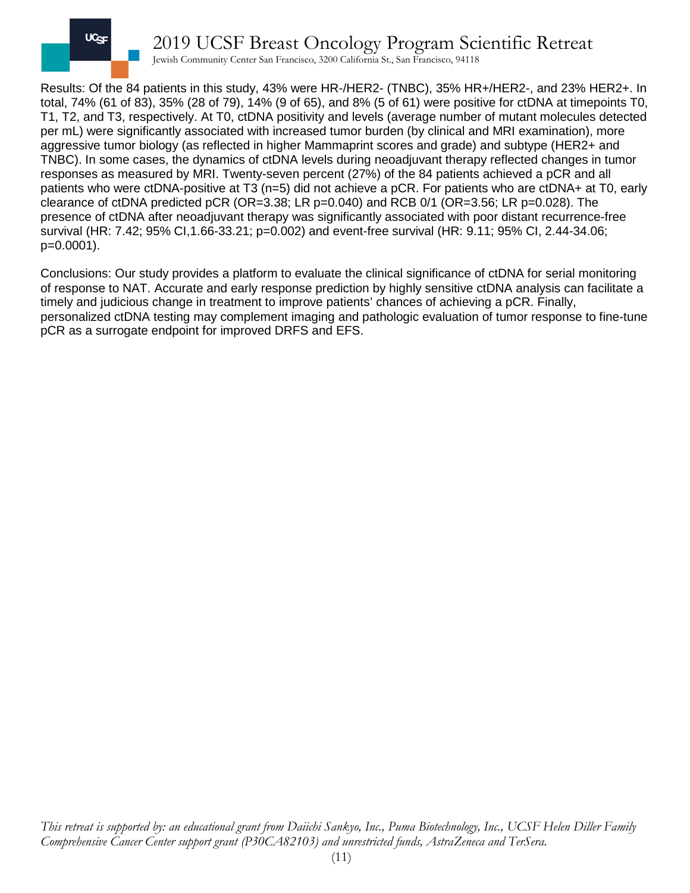Results: Of the 84 patients in this study, 43% were HR-/HER2- (TNBC), 35% HR+/HER2-, and 23% HER2+. In total, 74% (61 of 83), 35% (28 of 79), 14% (9 of 65), and 8% (5 of 61) were positive for ctDNA at timepoints T0, T1, T2, and T3, respectively. At T0, ctDNA positivity and levels (average number of mutant molecules detected per mL) were significantly associated with increased tumor burden (by clinical and MRI examination), more aggressive tumor biology (as reflected in higher Mammaprint scores and grade) and subtype (HER2+ and TNBC). In some cases, the dynamics of ctDNA levels during neoadjuvant therapy reflected changes in tumor responses as measured by MRI. Twenty-seven percent (27%) of the 84 patients achieved a pCR and all patients who were ctDNA-positive at T3 (n=5) did not achieve a pCR. For patients who are ctDNA+ at T0, early clearance of ctDNA predicted pCR (OR=3.38; LR p=0.040) and RCB 0/1 (OR=3.56; LR p=0.028). The presence of ctDNA after neoadjuvant therapy was significantly associated with poor distant recurrence-free survival (HR: 7.42; 95% CI,1.66-33.21; p=0.002) and event-free survival (HR: 9.11; 95% CI, 2.44-34.06; p=0.0001).

Conclusions: Our study provides a platform to evaluate the clinical significance of ctDNA for serial monitoring of response to NAT. Accurate and early response prediction by highly sensitive ctDNA analysis can facilitate a timely and judicious change in treatment to improve patients' chances of achieving a pCR. Finally, personalized ctDNA testing may complement imaging and pathologic evaluation of tumor response to fine-tune pCR as a surrogate endpoint for improved DRFS and EFS.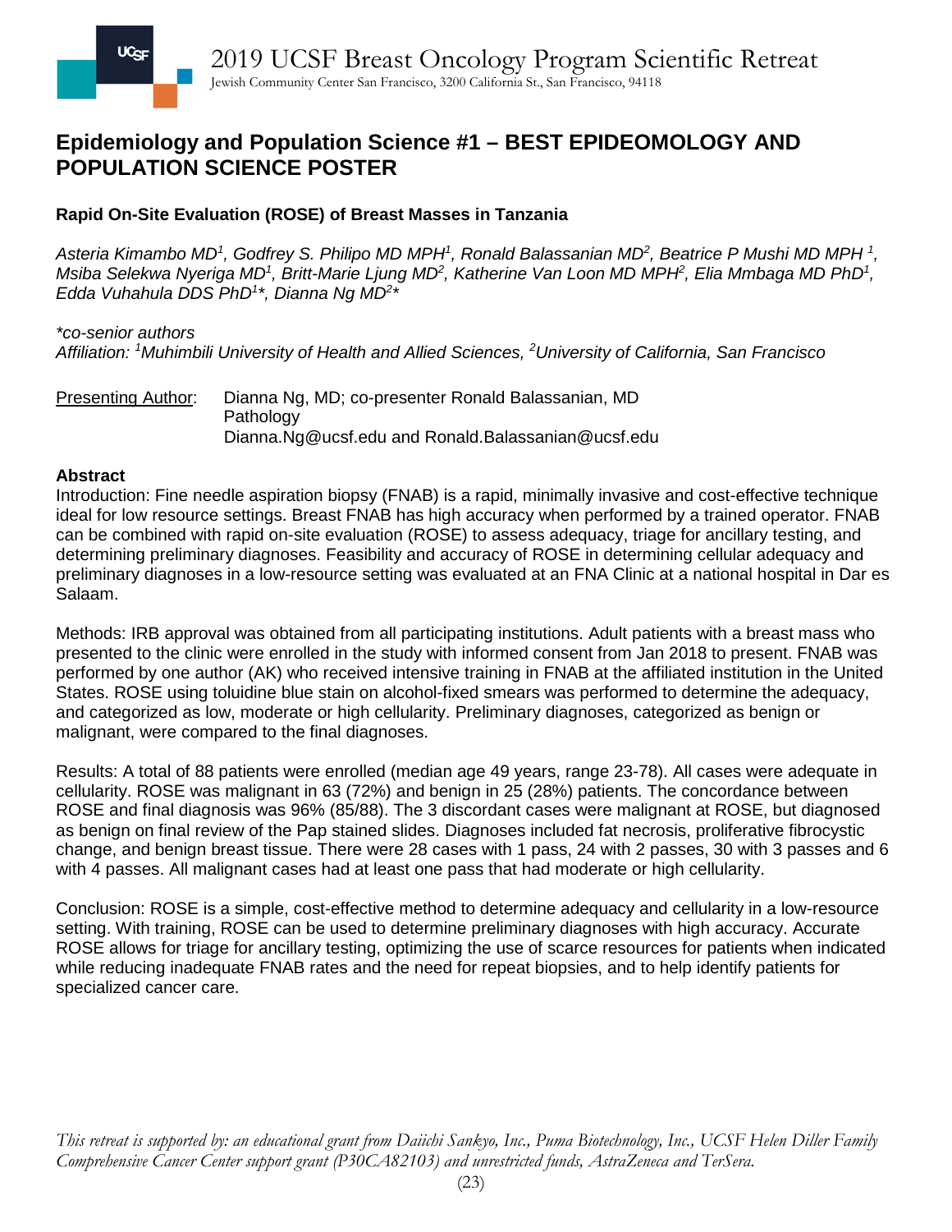## Epidemiology and Population Science #1 – BEST EPIDEOMOLOGY AND POPULATION SCIENCE POSTER

### Rapid On-Site Evaluation (ROSE) of Breast Masses in Tanzania

*Asteria Kimambo MD[1], Godfrey S. Philipo MD MPH[1], Ronald Balassanian MD[2], Beatrice P Mushi MD MPH [1], Msiba Selekwa Nyeriga MD[1], Britt-Marie Ljung MD[2], Katherine Van Loon MD MPH[2], Elia Mmbaga MD PhD[1], Edda Vuhahula DDS PhD[1]*, Dianna Ng MD[2]**

*\*co-senior authors*
*Affiliation: [1]Muhimbili University of Health and Allied Sciences, [2]University of California, San Francisco*

Presenting Author: Dianna Ng, MD; co-presenter Ronald Balassanian, MD
Pathology
Dianna.Ng@ucsf.edu and Ronald.Balassanian@ucsf.edu

**Abstract**

Introduction: Fine needle aspiration biopsy (FNAB) is a rapid, minimally invasive and cost-effective technique ideal for low resource settings. Breast FNAB has high accuracy when performed by a trained operator. FNAB can be combined with rapid on-site evaluation (ROSE) to assess adequacy, triage for ancillary testing, and determining preliminary diagnoses. Feasibility and accuracy of ROSE in determining cellular adequacy and preliminary diagnoses in a low-resource setting was evaluated at an FNA Clinic at a national hospital in Dar es Salaam.

Methods: IRB approval was obtained from all participating institutions. Adult patients with a breast mass who presented to the clinic were enrolled in the study with informed consent from Jan 2018 to present. FNAB was performed by one author (AK) who received intensive training in FNAB at the affiliated institution in the United States. ROSE using toluidine blue stain on alcohol-fixed smears was performed to determine the adequacy, and categorized as low, moderate or high cellularity. Preliminary diagnoses, categorized as benign or malignant, were compared to the final diagnoses.

Results: A total of 88 patients were enrolled (median age 49 years, range 23-78). All cases were adequate in cellularity. ROSE was malignant in 63 (72%) and benign in 25 (28%) patients. The concordance between ROSE and final diagnosis was 96% (85/88). The 3 discordant cases were malignant at ROSE, but diagnosed as benign on final review of the Pap stained slides. Diagnoses included fat necrosis, proliferative fibrocystic change, and benign breast tissue. There were 28 cases with 1 pass, 24 with 2 passes, 30 with 3 passes and 6 with 4 passes. All malignant cases had at least one pass that had moderate or high cellularity.

Conclusion: ROSE is a simple, cost-effective method to determine adequacy and cellularity in a low-resource setting. With training, ROSE can be used to determine preliminary diagnoses with high accuracy. Accurate ROSE allows for triage for ancillary testing, optimizing the use of scarce resources for patients when indicated while reducing inadequate FNAB rates and the need for repeat biopsies, and to help identify patients for specialized cancer care.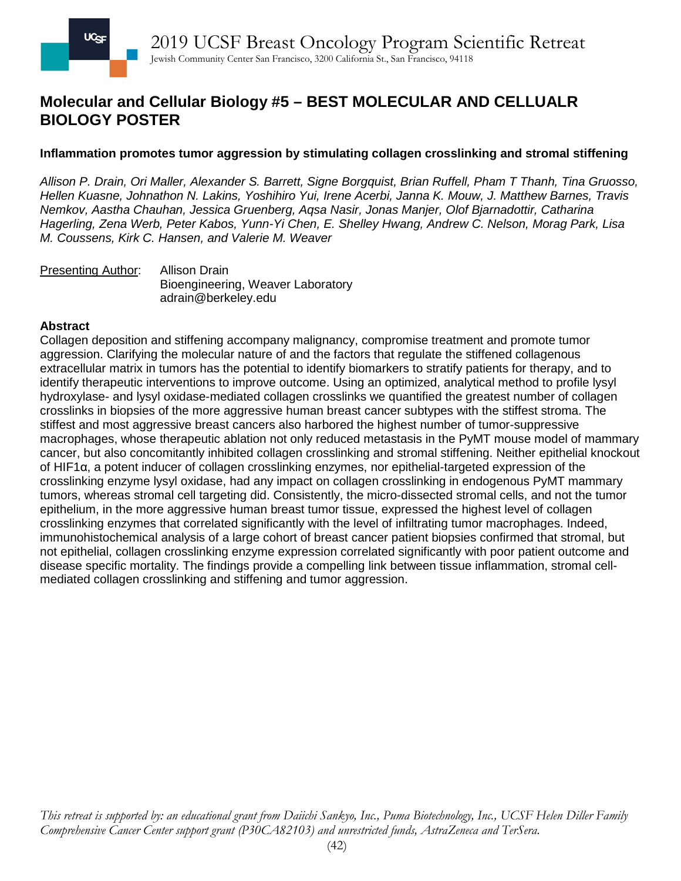## Molecular and Cellular Biology #5 – BEST MOLECULAR AND CELLUALR BIOLOGY POSTER

**Inflammation promotes tumor aggression by stimulating collagen crosslinking and stromal stiffening**

*Allison P. Drain, Ori Maller, Alexander S. Barrett, Signe Borgquist, Brian Ruffell, Pham T Thanh, Tina Gruosso, Hellen Kuasne, Johnathon N. Lakins, Yoshihiro Yui, Irene Acerbi, Janna K. Mouw, J. Matthew Barnes, Travis Nemkov, Aastha Chauhan, Jessica Gruenberg, Aqsa Nasir, Jonas Manjer, Olof Bjarnadottir, Catharina Hagerling, Zena Werb, Peter Kabos, Yunn-Yi Chen, E. Shelley Hwang, Andrew C. Nelson, Morag Park, Lisa M. Coussens, Kirk C. Hansen, and Valerie M. Weaver*

Presenting Author: Allison Drain
Bioengineering, Weaver Laboratory
adrain@berkeley.edu

**Abstract**

Collagen deposition and stiffening accompany malignancy, compromise treatment and promote tumor aggression. Clarifying the molecular nature of and the factors that regulate the stiffened collagenous extracellular matrix in tumors has the potential to identify biomarkers to stratify patients for therapy, and to identify therapeutic interventions to improve outcome. Using an optimized, analytical method to profile lysyl hydroxylase- and lysyl oxidase-mediated collagen crosslinks we quantified the greatest number of collagen crosslinks in biopsies of the more aggressive human breast cancer subtypes with the stiffest stroma. The stiffest and most aggressive breast cancers also harbored the highest number of tumor-suppressive macrophages, whose therapeutic ablation not only reduced metastasis in the PyMT mouse model of mammary cancer, but also concomitantly inhibited collagen crosslinking and stromal stiffening. Neither epithelial knockout of HIF1α, a potent inducer of collagen crosslinking enzymes, nor epithelial-targeted expression of the crosslinking enzyme lysyl oxidase, had any impact on collagen crosslinking in endogenous PyMT mammary tumors, whereas stromal cell targeting did. Consistently, the micro-dissected stromal cells, and not the tumor epithelium, in the more aggressive human breast tumor tissue, expressed the highest level of collagen crosslinking enzymes that correlated significantly with the level of infiltrating tumor macrophages. Indeed, immunohistochemical analysis of a large cohort of breast cancer patient biopsies confirmed that stromal, but not epithelial, collagen crosslinking enzyme expression correlated significantly with poor patient outcome and disease specific mortality. The findings provide a compelling link between tissue inflammation, stromal cell-mediated collagen crosslinking and stiffening and tumor aggression.